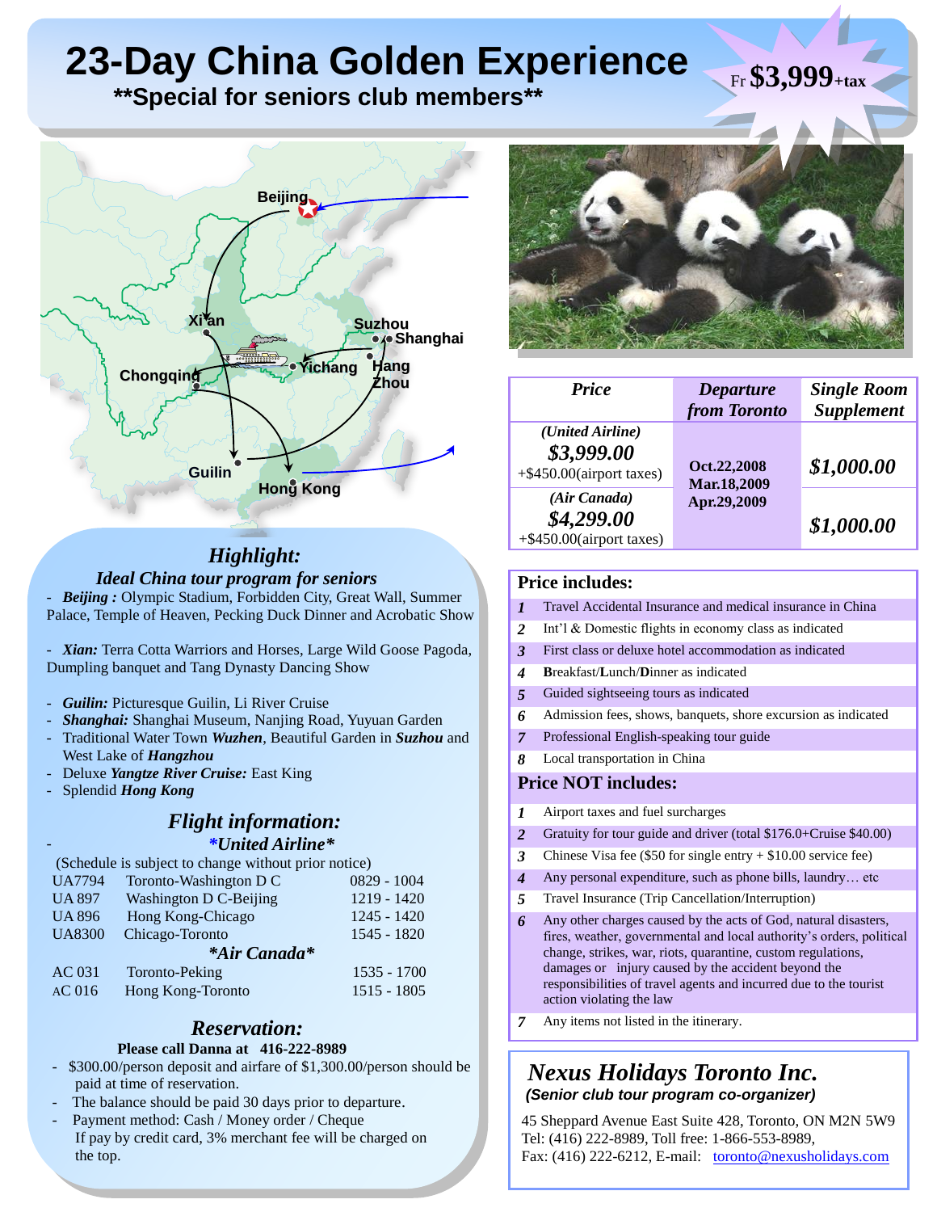# 23-Day China Golden Experience

**\*\*Special for seniors club members\*\***

Fr **$3,999**+tax

Beijing, Xi'an, Chongqing, Yichang, Suzhou, Shanghai, Hang Zhou, Guilin, Hong Kong

## Highlight:

### *Ideal China tour program for seniors*

- ***Beijing :*** Olympic Stadium, Forbidden City, Great Wall, Summer Palace, Temple of Heaven, Pecking Duck Dinner and Acrobatic Show
- ***Xian:*** Terra Cotta Warriors and Horses, Large Wild Goose Pagoda, Dumpling banquet and Tang Dynasty Dancing Show
- ***Guilin:*** Picturesque Guilin, Li River Cruise
- ***Shanghai:*** Shanghai Museum, Nanjing Road, Yuyuan Garden
- Traditional Water Town ***Wuzhen***, Beautiful Garden in ***Suzhou*** and West Lake of ***Hangzhou***
- Deluxe ***Yangtze River Cruise:*** East King
- Splendid ***Hong Kong***

## *Flight information:*

### *\*United Airline\**

(Schedule is subject to change without prior notice)

| Flight | Route | Time |
|---|---|---|
| UA7794 | Toronto-Washington D C | 0829 - 1004 |
| UA 897 | Washington D C-Beijing | 1219 - 1420 |
| UA 896 | Hong Kong-Chicago | 1245 - 1420 |
| UA8300 | Chicago-Toronto | 1545 - 1820 |

### *\*Air Canada\**

| Flight | Route | Time |
|---|---|---|
| AC 031 | Toronto-Peking | 1535 - 1700 |
| AC 016 | Hong Kong-Toronto | 1515 - 1805 |

## *Reservation:*

**Please call Danna at 416-222-8989**

- $300.00/person deposit and airfare of $1,300.00/person should be paid at time of reservation.
- The balance should be paid 30 days prior to departure.
- Payment method: Cash / Money order / Cheque
  If pay by credit card, 3% merchant fee will be charged on the top.

| *Price* | *Departure from Toronto* | *Single Room Supplement* |
|---|---|---|
| *(United Airline)* ***$3,999.00*** +$450.00(airport taxes) | **Oct.22,2008 Mar.18,2009 Apr.29,2009** | ***$1,000.00*** |
| *(Air Canada)* ***$4,299.00*** +$450.00(airport taxes) | | ***$1,000.00*** |

## Price includes:

1. Travel Accidental Insurance and medical insurance in China
2. Int'l & Domestic flights in economy class as indicated
3. First class or deluxe hotel accommodation as indicated
4. **B**reakfast/**L**unch/**D**inner as indicated
5. Guided sightseeing tours as indicated
6. Admission fees, shows, banquets, shore excursion as indicated
7. Professional English-speaking tour guide
8. Local transportation in China

## Price NOT includes:

1. Airport taxes and fuel surcharges
2. Gratuity for tour guide and driver (total $176.0+Cruise $40.00)
3. Chinese Visa fee ($50 for single entry + $10.00 service fee)
4. Any personal expenditure, such as phone bills, laundry… etc
5. Travel Insurance (Trip Cancellation/Interruption)
6. Any other charges caused by the acts of God, natural disasters, fires, weather, governmental and local authority's orders, political change, strikes, war, riots, quarantine, custom regulations, damages or injury caused by the accident beyond the responsibilities of travel agents and incurred due to the tourist action violating the law
7. Any items not listed in the itinerary.

## *Nexus Holidays Toronto Inc.*

***(Senior club tour program co-organizer)***

45 Sheppard Avenue East Suite 428, Toronto, ON M2N 5W9
Tel: (416) 222-8989, Toll free: 1-866-553-8989,
Fax: (416) 222-6212, E-mail: toronto@nexusholidays.com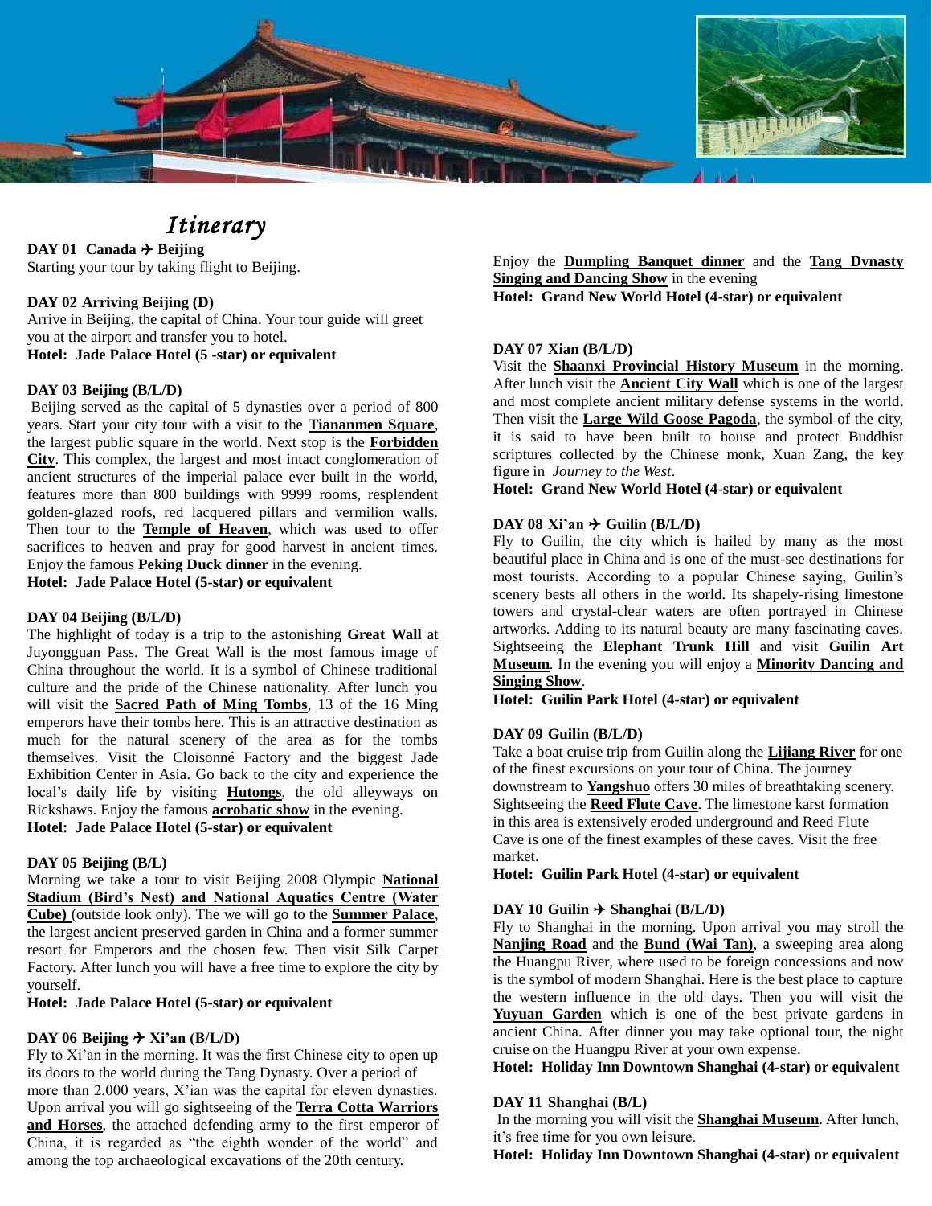# *Itinerary*

**DAY 01 Canada ✈ Beijing**
Starting your tour by taking flight to Beijing.

**DAY 02 Arriving Beijing (D)**
Arrive in Beijing, the capital of China. Your tour guide will greet you at the airport and transfer you to hotel.
**Hotel: Jade Palace Hotel (5 -star) or equivalent**

**DAY 03 Beijing (B/L/D)**
Beijing served as the capital of 5 dynasties over a period of 800 years. Start your city tour with a visit to the **Tiananmen Square**, the largest public square in the world. Next stop is the **Forbidden City**. This complex, the largest and most intact conglomeration of ancient structures of the imperial palace ever built in the world, features more than 800 buildings with 9999 rooms, resplendent golden-glazed roofs, red lacquered pillars and vermilion walls. Then tour to the **Temple of Heaven**, which was used to offer sacrifices to heaven and pray for good harvest in ancient times. Enjoy the famous **Peking Duck dinner** in the evening.
**Hotel: Jade Palace Hotel (5-star) or equivalent**

**DAY 04 Beijing (B/L/D)**
The highlight of today is a trip to the astonishing **Great Wall** at Juyongguan Pass. The Great Wall is the most famous image of China throughout the world. It is a symbol of Chinese traditional culture and the pride of the Chinese nationality. After lunch you will visit the **Sacred Path of Ming Tombs**, 13 of the 16 Ming emperors have their tombs here. This is an attractive destination as much for the natural scenery of the area as for the tombs themselves. Visit the Cloisonné Factory and the biggest Jade Exhibition Center in Asia. Go back to the city and experience the local's daily life by visiting **Hutongs**, the old alleyways on Rickshaws. Enjoy the famous **acrobatic show** in the evening.
**Hotel: Jade Palace Hotel (5-star) or equivalent**

**DAY 05 Beijing (B/L)**
Morning we take a tour to visit Beijing 2008 Olympic **National Stadium (Bird's Nest) and National Aquatics Centre (Water Cube)** (outside look only). The we will go to the **Summer Palace**, the largest ancient preserved garden in China and a former summer resort for Emperors and the chosen few. Then visit Silk Carpet Factory. After lunch you will have a free time to explore the city by yourself.
**Hotel: Jade Palace Hotel (5-star) or equivalent**

**DAY 06 Beijing ✈ Xi'an (B/L/D)**
Fly to Xi'an in the morning. It was the first Chinese city to open up its doors to the world during the Tang Dynasty. Over a period of more than 2,000 years, X'ian was the capital for eleven dynasties. Upon arrival you will go sightseeing of the **Terra Cotta Warriors and Horses**, the attached defending army to the first emperor of China, it is regarded as "the eighth wonder of the world" and among the top archaeological excavations of the 20th century.

Enjoy the **Dumpling Banquet dinner** and the **Tang Dynasty Singing and Dancing Show** in the evening
**Hotel: Grand New World Hotel (4-star) or equivalent**

**DAY 07 Xian (B/L/D)**
Visit the **Shaanxi Provincial History Museum** in the morning. After lunch visit the **Ancient City Wall** which is one of the largest and most complete ancient military defense systems in the world. Then visit the **Large Wild Goose Pagoda**, the symbol of the city, it is said to have been built to house and protect Buddhist scriptures collected by the Chinese monk, Xuan Zang, the key figure in *Journey to the West*.
**Hotel: Grand New World Hotel (4-star) or equivalent**

**DAY 08 Xi'an ✈ Guilin (B/L/D)**
Fly to Guilin, the city which is hailed by many as the most beautiful place in China and is one of the must-see destinations for most tourists. According to a popular Chinese saying, Guilin's scenery bests all others in the world. Its shapely-rising limestone towers and crystal-clear waters are often portrayed in Chinese artworks. Adding to its natural beauty are many fascinating caves. Sightseeing the **Elephant Trunk Hill** and visit **Guilin Art Museum**. In the evening you will enjoy a **Minority Dancing and Singing Show**.
**Hotel: Guilin Park Hotel (4-star) or equivalent**

**DAY 09 Guilin (B/L/D)**
Take a boat cruise trip from Guilin along the **Lijiang River** for one of the finest excursions on your tour of China. The journey downstream to **Yangshuo** offers 30 miles of breathtaking scenery. Sightseeing the **Reed Flute Cave**. The limestone karst formation in this area is extensively eroded underground and Reed Flute Cave is one of the finest examples of these caves. Visit the free market.
**Hotel: Guilin Park Hotel (4-star) or equivalent**

**DAY 10 Guilin ✈ Shanghai (B/L/D)**
Fly to Shanghai in the morning. Upon arrival you may stroll the **Nanjing Road** and the **Bund (Wai Tan)**, a sweeping area along the Huangpu River, where used to be foreign concessions and now is the symbol of modern Shanghai. Here is the best place to capture the western influence in the old days. Then you will visit the **Yuyuan Garden** which is one of the best private gardens in ancient China. After dinner you may take optional tour, the night cruise on the Huangpu River at your own expense.
**Hotel: Holiday Inn Downtown Shanghai (4-star) or equivalent**

**DAY 11 Shanghai (B/L)**
In the morning you will visit the **Shanghai Museum**. After lunch, it's free time for you own leisure.
**Hotel: Holiday Inn Downtown Shanghai (4-star) or equivalent**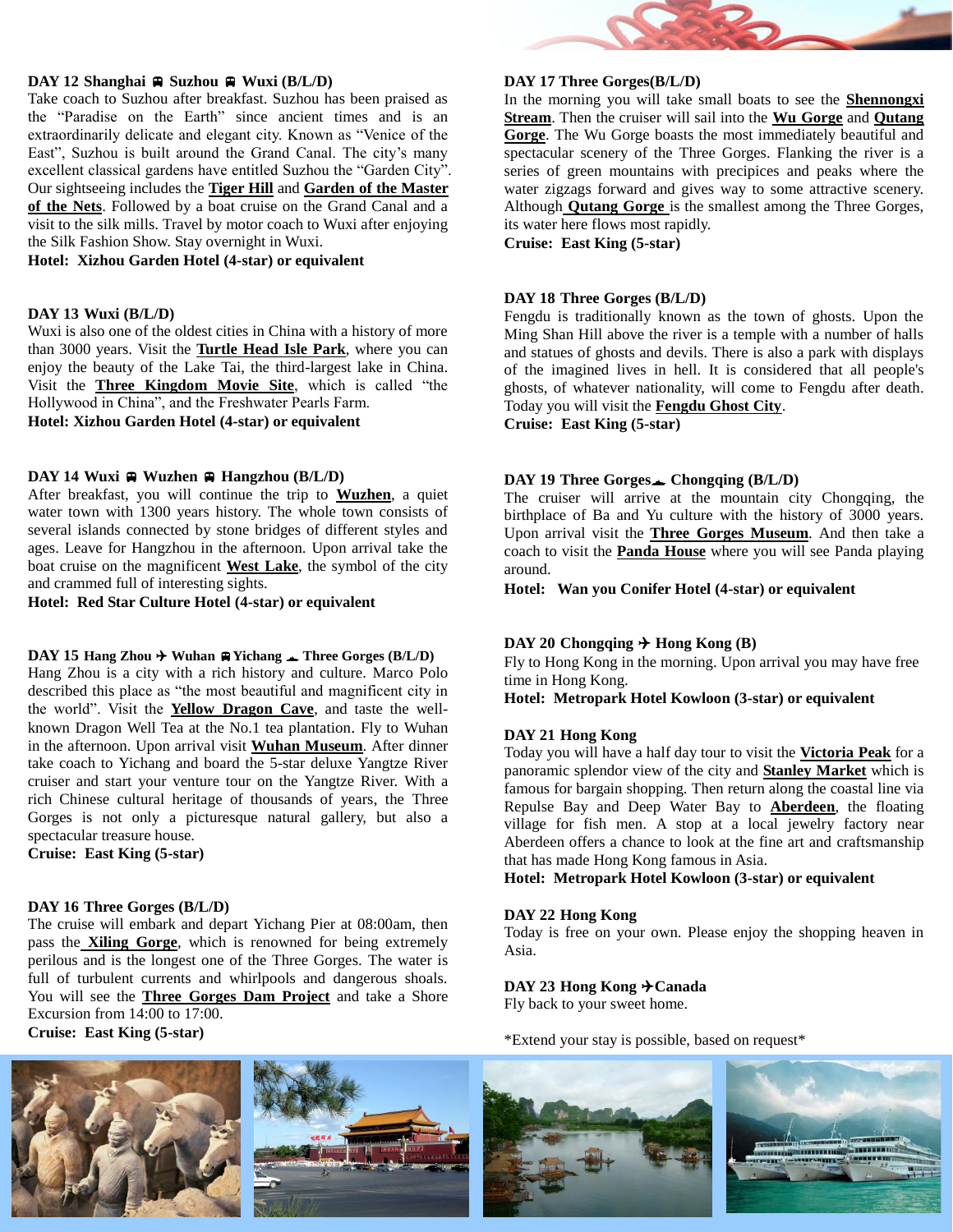**DAY 12 Shanghai 🚌 Suzhou 🚌 Wuxi (B/L/D)**

Take coach to Suzhou after breakfast. Suzhou has been praised as the "Paradise on the Earth" since ancient times and is an extraordinarily delicate and elegant city. Known as "Venice of the East", Suzhou is built around the Grand Canal. The city's many excellent classical gardens have entitled Suzhou the "Garden City". Our sightseeing includes the **Tiger Hill** and **Garden of the Master of the Nets**. Followed by a boat cruise on the Grand Canal and a visit to the silk mills. Travel by motor coach to Wuxi after enjoying the Silk Fashion Show. Stay overnight in Wuxi.

**Hotel: Xizhou Garden Hotel (4-star) or equivalent**

**DAY 13 Wuxi (B/L/D)**

Wuxi is also one of the oldest cities in China with a history of more than 3000 years. Visit the **Turtle Head Isle Park**, where you can enjoy the beauty of the Lake Tai, the third-largest lake in China. Visit the **Three Kingdom Movie Site**, which is called "the Hollywood in China", and the Freshwater Pearls Farm.

**Hotel: Xizhou Garden Hotel (4-star) or equivalent**

**DAY 14 Wuxi 🚌 Wuzhen 🚌 Hangzhou (B/L/D)**

After breakfast, you will continue the trip to **Wuzhen**, a quiet water town with 1300 years history. The whole town consists of several islands connected by stone bridges of different styles and ages. Leave for Hangzhou in the afternoon. Upon arrival take the boat cruise on the magnificent **West Lake**, the symbol of the city and crammed full of interesting sights.

**Hotel: Red Star Culture Hotel (4-star) or equivalent**

**DAY 15 Hang Zhou ✈ Wuhan 🚌 Yichang ⛴ Three Gorges (B/L/D)**

Hang Zhou is a city with a rich history and culture. Marco Polo described this place as "the most beautiful and magnificent city in the world". Visit the **Yellow Dragon Cave**, and taste the well-known Dragon Well Tea at the No.1 tea plantation. Fly to Wuhan in the afternoon. Upon arrival visit **Wuhan Museum**. After dinner take coach to Yichang and board the 5-star deluxe Yangtze River cruiser and start your venture tour on the Yangtze River. With a rich Chinese cultural heritage of thousands of years, the Three Gorges is not only a picturesque natural gallery, but also a spectacular treasure house.

**Cruise: East King (5-star)**

**DAY 16 Three Gorges (B/L/D)**

The cruise will embark and depart Yichang Pier at 08:00am, then pass the **Xiling Gorge**, which is renowned for being extremely perilous and is the longest one of the Three Gorges. The water is full of turbulent currents and whirlpools and dangerous shoals. You will see the **Three Gorges Dam Project** and take a Shore Excursion from 14:00 to 17:00.

**Cruise: East King (5-star)**

**DAY 17 Three Gorges(B/L/D)**

In the morning you will take small boats to see the **Shennongxi Stream**. Then the cruiser will sail into the **Wu Gorge** and **Qutang Gorge**. The Wu Gorge boasts the most immediately beautiful and spectacular scenery of the Three Gorges. Flanking the river is a series of green mountains with precipices and peaks where the water zigzags forward and gives way to some attractive scenery. Although **Qutang Gorge** is the smallest among the Three Gorges, its water here flows most rapidly.

**Cruise: East King (5-star)**

**DAY 18 Three Gorges (B/L/D)**

Fengdu is traditionally known as the town of ghosts. Upon the Ming Shan Hill above the river is a temple with a number of halls and statues of ghosts and devils. There is also a park with displays of the imagined lives in hell. It is considered that all people's ghosts, of whatever nationality, will come to Fengdu after death. Today you will visit the **Fengdu Ghost City**.

**Cruise: East King (5-star)**

**DAY 19 Three Gorges ⛴ Chongqing (B/L/D)**

The cruiser will arrive at the mountain city Chongqing, the birthplace of Ba and Yu culture with the history of 3000 years. Upon arrival visit the **Three Gorges Museum**. And then take a coach to visit the **Panda House** where you will see Panda playing around.

**Hotel: Wan you Conifer Hotel (4-star) or equivalent**

**DAY 20 Chongqing ✈ Hong Kong (B)**

Fly to Hong Kong in the morning. Upon arrival you may have free time in Hong Kong.

**Hotel: Metropark Hotel Kowloon (3-star) or equivalent**

**DAY 21 Hong Kong**

Today you will have a half day tour to visit the **Victoria Peak** for a panoramic splendor view of the city and **Stanley Market** which is famous for bargain shopping. Then return along the coastal line via Repulse Bay and Deep Water Bay to **Aberdeen**, the floating village for fish men. A stop at a local jewelry factory near Aberdeen offers a chance to look at the fine art and craftsmanship that has made Hong Kong famous in Asia.

**Hotel: Metropark Hotel Kowloon (3-star) or equivalent**

**DAY 22 Hong Kong**

Today is free on your own. Please enjoy the shopping heaven in Asia.

**DAY 23 Hong Kong ✈Canada**

Fly back to your sweet home.

*Extend your stay is possible, based on request*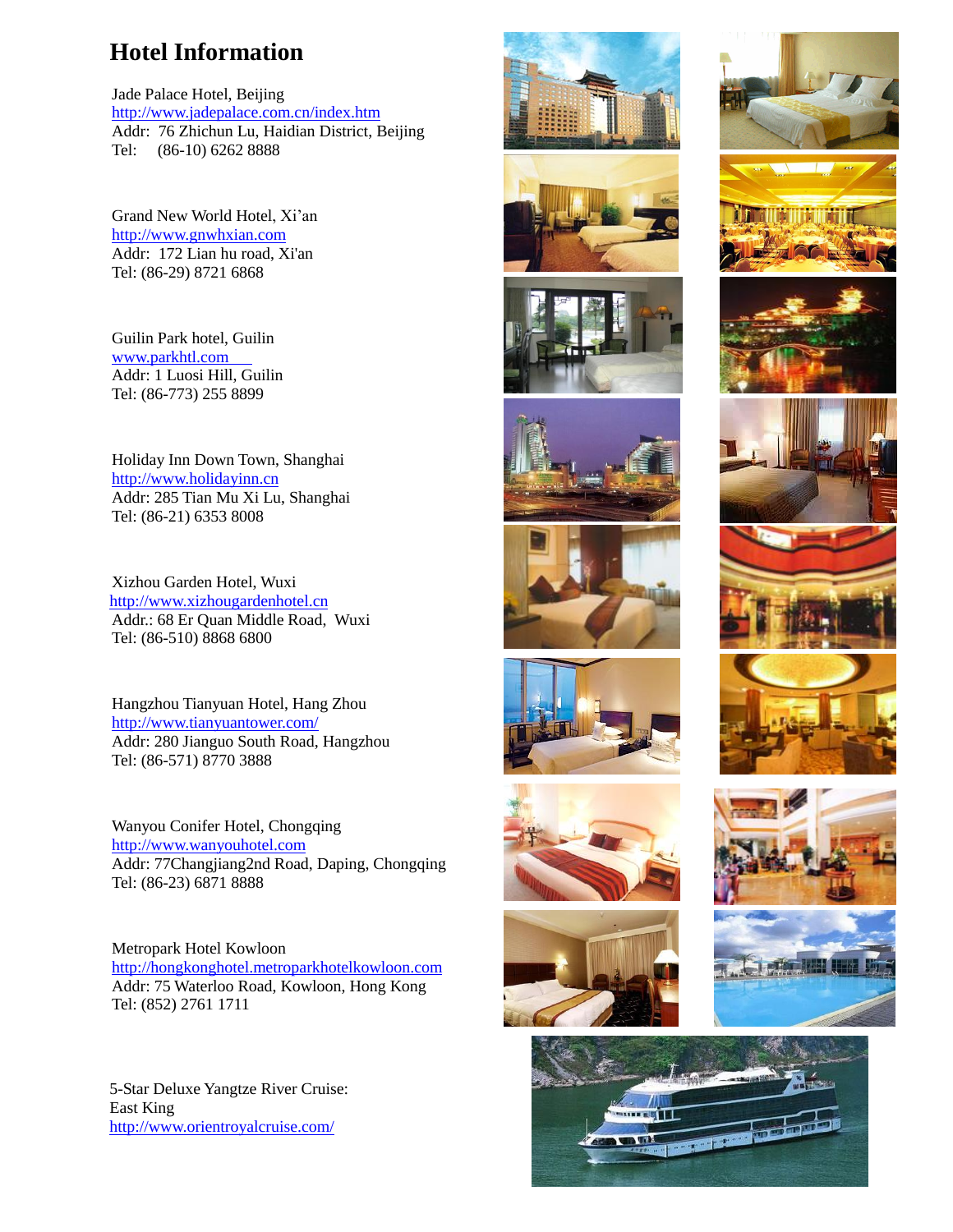# Hotel Information

Jade Palace Hotel, Beijing
http://www.jadepalace.com.cn/index.htm
Addr: 76 Zhichun Lu, Haidian District, Beijing
Tel: (86-10) 6262 8888

Grand New World Hotel, Xi'an
http://www.gnwhxian.com
Addr: 172 Lian hu road, Xi'an
Tel: (86-29) 8721 6868

Guilin Park hotel, Guilin
www.parkhtl.com
Addr: 1 Luosi Hill, Guilin
Tel: (86-773) 255 8899

Holiday Inn Down Town, Shanghai
http://www.holidayinn.cn
Addr: 285 Tian Mu Xi Lu, Shanghai
Tel: (86-21) 6353 8008

Xizhou Garden Hotel, Wuxi
http://www.xizhougardenhotel.cn
Addr.: 68 Er Quan Middle Road, Wuxi
Tel: (86-510) 8868 6800

Hangzhou Tianyuan Hotel, Hang Zhou
http://www.tianyuantower.com/
Addr: 280 Jianguo South Road, Hangzhou
Tel: (86-571) 8770 3888

Wanyou Conifer Hotel, Chongqing
http://www.wanyouhotel.com
Addr: 77Changjiang2nd Road, Daping, Chongqing
Tel: (86-23) 6871 8888

Metropark Hotel Kowloon
http://hongkonghotel.metroparkhotelkowloon.com
Addr: 75 Waterloo Road, Kowloon, Hong Kong
Tel: (852) 2761 1711

5-Star Deluxe Yangtze River Cruise:
East King
http://www.orientroyalcruise.com/